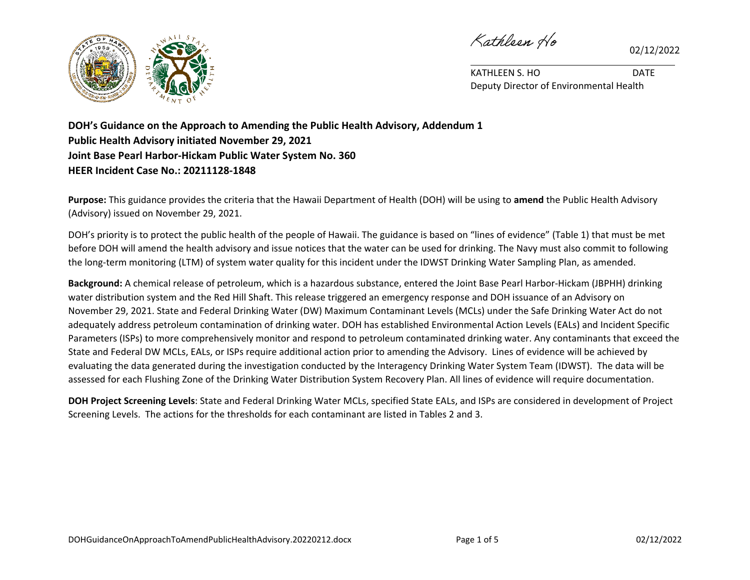Kathleen Ho    02/12/2022

KATHLEEN S. HO    DATE
Deputy Director of Environmental Health

**DOH's Guidance on the Approach to Amending the Public Health Advisory, Addendum 1**
**Public Health Advisory initiated November 29, 2021**
**Joint Base Pearl Harbor-Hickam Public Water System No. 360**
**HEER Incident Case No.: 20211128-1848**

**Purpose:** This guidance provides the criteria that the Hawaii Department of Health (DOH) will be using to **amend** the Public Health Advisory (Advisory) issued on November 29, 2021.

DOH's priority is to protect the public health of the people of Hawaii. The guidance is based on "lines of evidence" (Table 1) that must be met before DOH will amend the health advisory and issue notices that the water can be used for drinking. The Navy must also commit to following the long-term monitoring (LTM) of system water quality for this incident under the IDWST Drinking Water Sampling Plan, as amended.

**Background:** A chemical release of petroleum, which is a hazardous substance, entered the Joint Base Pearl Harbor-Hickam (JBPHH) drinking water distribution system and the Red Hill Shaft. This release triggered an emergency response and DOH issuance of an Advisory on November 29, 2021. State and Federal Drinking Water (DW) Maximum Contaminant Levels (MCLs) under the Safe Drinking Water Act do not adequately address petroleum contamination of drinking water. DOH has established Environmental Action Levels (EALs) and Incident Specific Parameters (ISPs) to more comprehensively monitor and respond to petroleum contaminated drinking water. Any contaminants that exceed the State and Federal DW MCLs, EALs, or ISPs require additional action prior to amending the Advisory. Lines of evidence will be achieved by evaluating the data generated during the investigation conducted by the Interagency Drinking Water System Team (IDWST). The data will be assessed for each Flushing Zone of the Drinking Water Distribution System Recovery Plan. All lines of evidence will require documentation.

**DOH Project Screening Levels**: State and Federal Drinking Water MCLs, specified State EALs, and ISPs are considered in development of Project Screening Levels. The actions for the thresholds for each contaminant are listed in Tables 2 and 3.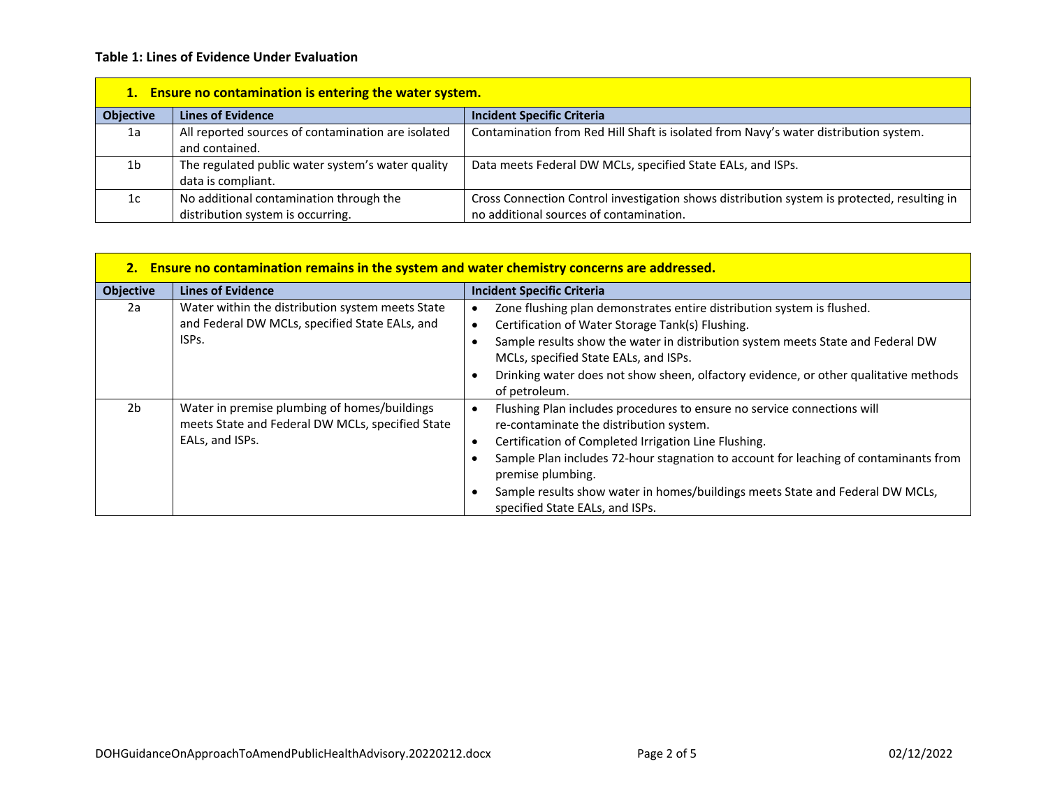**Table 1: Lines of Evidence Under Evaluation**

| 1. Ensure no contamination is entering the water system. | | |
|---|---|---|
| **Objective** | **Lines of Evidence** | **Incident Specific Criteria** |
| 1a | All reported sources of contamination are isolated and contained. | Contamination from Red Hill Shaft is isolated from Navy's water distribution system. |
| 1b | The regulated public water system's water quality data is compliant. | Data meets Federal DW MCLs, specified State EALs, and ISPs. |
| 1c | No additional contamination through the distribution system is occurring. | Cross Connection Control investigation shows distribution system is protected, resulting in no additional sources of contamination. |

| 2. Ensure no contamination remains in the system and water chemistry concerns are addressed. | | |
|---|---|---|
| **Objective** | **Lines of Evidence** | **Incident Specific Criteria** |
| 2a | Water within the distribution system meets State and Federal DW MCLs, specified State EALs, and ISPs. | • Zone flushing plan demonstrates entire distribution system is flushed.<br>• Certification of Water Storage Tank(s) Flushing.<br>• Sample results show the water in distribution system meets State and Federal DW MCLs, specified State EALs, and ISPs.<br>• Drinking water does not show sheen, olfactory evidence, or other qualitative methods of petroleum. |
| 2b | Water in premise plumbing of homes/buildings meets State and Federal DW MCLs, specified State EALs, and ISPs. | • Flushing Plan includes procedures to ensure no service connections will re-contaminate the distribution system.<br>• Certification of Completed Irrigation Line Flushing.<br>• Sample Plan includes 72-hour stagnation to account for leaching of contaminants from premise plumbing.<br>• Sample results show water in homes/buildings meets State and Federal DW MCLs, specified State EALs, and ISPs. |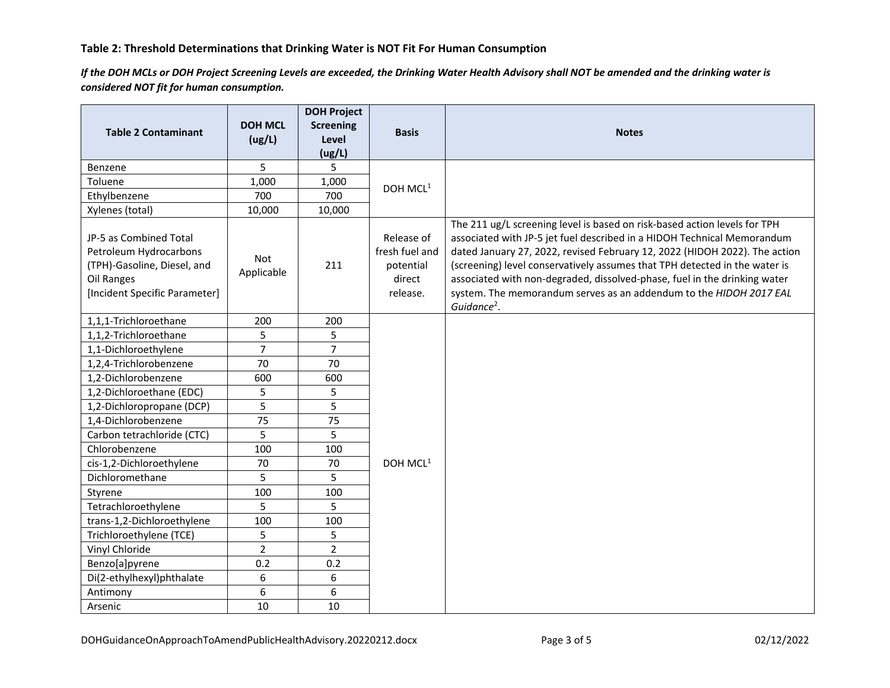**Table 2: Threshold Determinations that Drinking Water is NOT Fit For Human Consumption**

***If the DOH MCLs or DOH Project Screening Levels are exceeded, the Drinking Water Health Advisory shall NOT be amended and the drinking water is considered NOT fit for human consumption.***

| Table 2 Contaminant | DOH MCL (ug/L) | DOH Project Screening Level (ug/L) | Basis | Notes |
|---|---|---|---|---|
| Benzene | 5 | 5 | DOH MCL[1] | |
| Toluene | 1,000 | 1,000 | | |
| Ethylbenzene | 700 | 700 | | |
| Xylenes (total) | 10,000 | 10,000 | | |
| JP-5 as Combined Total Petroleum Hydrocarbons (TPH)-Gasoline, Diesel, and Oil Ranges [Incident Specific Parameter] | Not Applicable | 211 | Release of fresh fuel and potential direct release. | The 211 ug/L screening level is based on risk-based action levels for TPH associated with JP-5 jet fuel described in a HIDOH Technical Memorandum dated January 27, 2022, revised February 12, 2022 (HIDOH 2022). The action (screening) level conservatively assumes that TPH detected in the water is associated with non-degraded, dissolved-phase, fuel in the drinking water system. The memorandum serves as an addendum to the *HIDOH 2017 EAL Guidance*[2]. |
| 1,1,1-Trichloroethane | 200 | 200 | DOH MCL[1] | |
| 1,1,2-Trichloroethane | 5 | 5 | | |
| 1,1-Dichloroethylene | 7 | 7 | | |
| 1,2,4-Trichlorobenzene | 70 | 70 | | |
| 1,2-Dichlorobenzene | 600 | 600 | | |
| 1,2-Dichloroethane (EDC) | 5 | 5 | | |
| 1,2-Dichloropropane (DCP) | 5 | 5 | | |
| 1,4-Dichlorobenzene | 75 | 75 | | |
| Carbon tetrachloride (CTC) | 5 | 5 | | |
| Chlorobenzene | 100 | 100 | | |
| cis-1,2-Dichloroethylene | 70 | 70 | | |
| Dichloromethane | 5 | 5 | | |
| Styrene | 100 | 100 | | |
| Tetrachloroethylene | 5 | 5 | | |
| trans-1,2-Dichloroethylene | 100 | 100 | | |
| Trichloroethylene (TCE) | 5 | 5 | | |
| Vinyl Chloride | 2 | 2 | | |
| Benzo[a]pyrene | 0.2 | 0.2 | | |
| Di(2-ethylhexyl)phthalate | 6 | 6 | | |
| Antimony | 6 | 6 | | |
| Arsenic | 10 | 10 | | |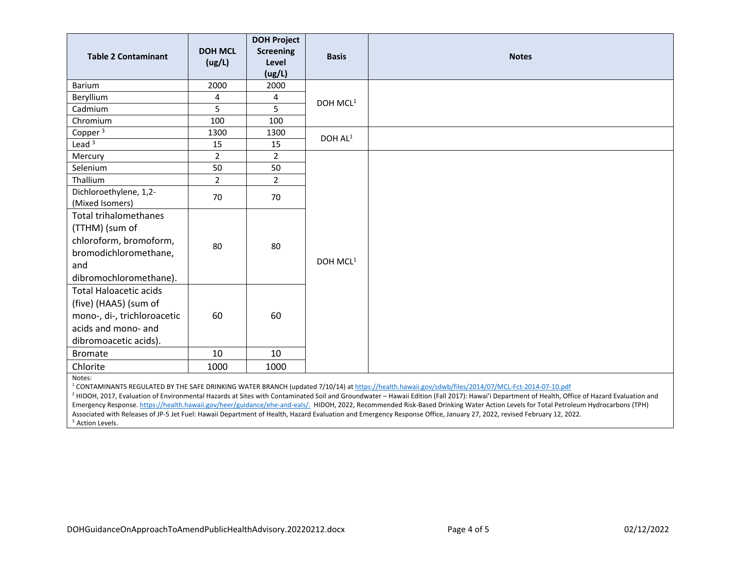| Table 2 Contaminant | DOH MCL (ug/L) | DOH Project Screening Level (ug/L) | Basis | Notes |
|---|---|---|---|---|
| Barium | 2000 | 2000 | DOH MCL[1] | |
| Beryllium | 4 | 4 | | |
| Cadmium | 5 | 5 | | |
| Chromium | 100 | 100 | | |
| Copper [3] | 1300 | 1300 | DOH AL[1] | |
| Lead [3] | 15 | 15 | | |
| Mercury | 2 | 2 | DOH MCL[1] | |
| Selenium | 50 | 50 | | |
| Thallium | 2 | 2 | | |
| Dichloroethylene, 1,2- (Mixed Isomers) | 70 | 70 | | |
| Total trihalomethanes (TTHM) (sum of chloroform, bromoform, bromodichloromethane, and dibromochloromethane). | 80 | 80 | | |
| Total Haloacetic acids (five) (HAA5) (sum of mono-, di-, trichloroacetic acids and mono- and dibromoacetic acids). | 60 | 60 | | |
| Bromate | 10 | 10 | | |
| Chlorite | 1000 | 1000 | | |

Notes:
[1] CONTAMINANTS REGULATED BY THE SAFE DRINKING WATER BRANCH (updated 7/10/14) at https://health.hawaii.gov/sdwb/files/2014/07/MCL-Fct-2014-07-10.pdf
[2] HIDOH, 2017, Evaluation of Environmental Hazards at Sites with Contaminated Soil and Groundwater – Hawaii Edition (Fall 2017): Hawai'i Department of Health, Office of Hazard Evaluation and Emergency Response. https://health.hawaii.gov/heer/guidance/ehe-and-eals/. HIDOH, 2022, Recommended Risk-Based Drinking Water Action Levels for Total Petroleum Hydrocarbons (TPH) Associated with Releases of JP-5 Jet Fuel: Hawaii Department of Health, Hazard Evaluation and Emergency Response Office, January 27, 2022, revised February 12, 2022.
[3] Action Levels.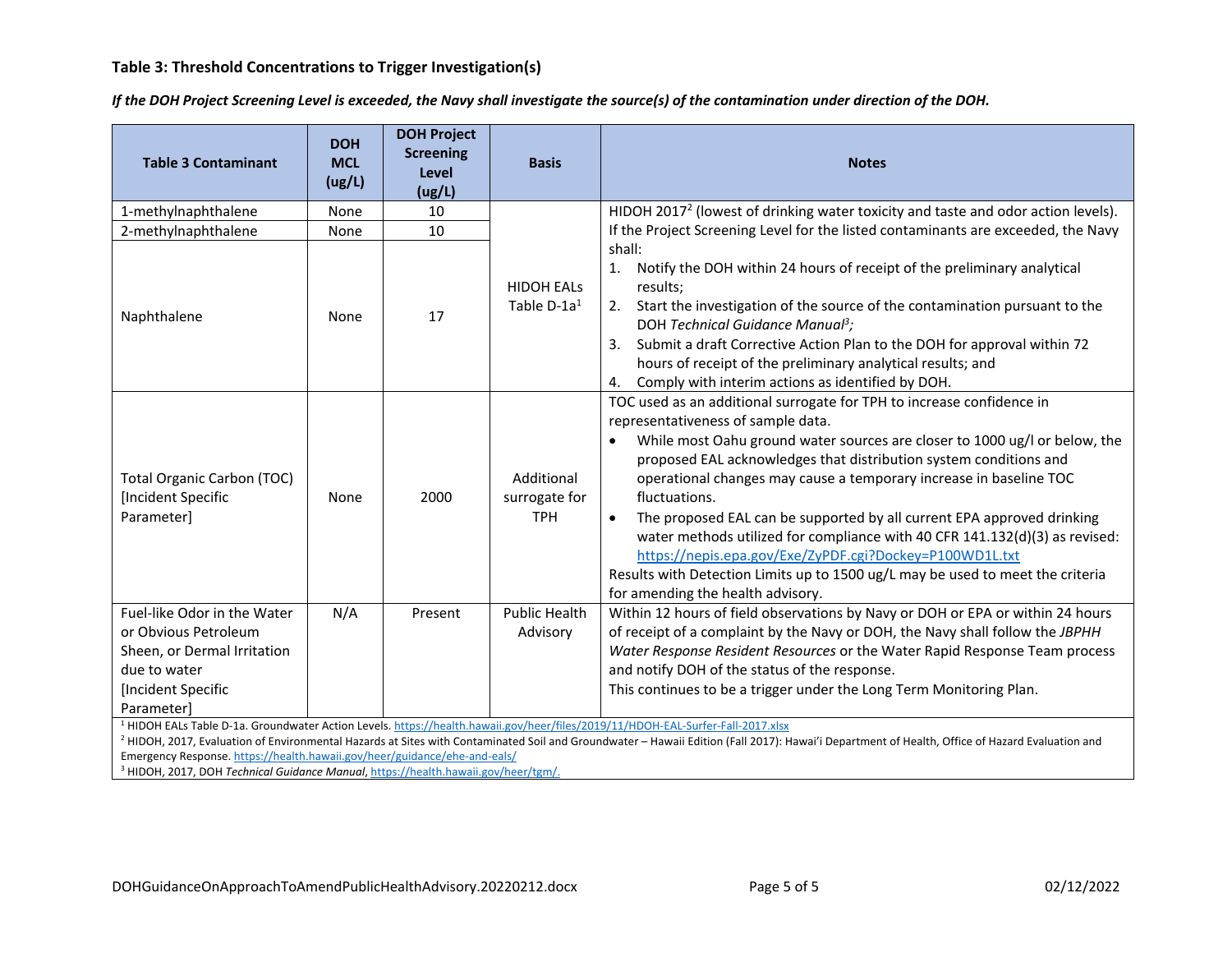### Table 3: Threshold Concentrations to Trigger Investigation(s)

***If the DOH Project Screening Level is exceeded, the Navy shall investigate the source(s) of the contamination under direction of the DOH.***

| Table 3 Contaminant | DOH MCL (ug/L) | DOH Project Screening Level (ug/L) | Basis | Notes |
|---|---|---|---|---|
| 1-methylnaphthalene | None | 10 | HIDOH EALs Table D-1a[1] | HIDOH 2017[2] (lowest of drinking water toxicity and taste and odor action levels). If the Project Screening Level for the listed contaminants are exceeded, the Navy shall: 1. Notify the DOH within 24 hours of receipt of the preliminary analytical results; 2. Start the investigation of the source of the contamination pursuant to the DOH *Technical Guidance Manual*[3]*;* 3. Submit a draft Corrective Action Plan to the DOH for approval within 72 hours of receipt of the preliminary analytical results; and 4. Comply with interim actions as identified by DOH. |
| 2-methylnaphthalene | None | 10 | | |
| Naphthalene | None | 17 | | |
| Total Organic Carbon (TOC) [Incident Specific Parameter] | None | 2000 | Additional surrogate for TPH | TOC used as an additional surrogate for TPH to increase confidence in representativeness of sample data. • While most Oahu ground water sources are closer to 1000 ug/l or below, the proposed EAL acknowledges that distribution system conditions and operational changes may cause a temporary increase in baseline TOC fluctuations. • The proposed EAL can be supported by all current EPA approved drinking water methods utilized for compliance with 40 CFR 141.132(d)(3) as revised: https://nepis.epa.gov/Exe/ZyPDF.cgi?Dockey=P100WD1L.txt Results with Detection Limits up to 1500 ug/L may be used to meet the criteria for amending the health advisory. |
| Fuel-like Odor in the Water or Obvious Petroleum Sheen, or Dermal Irritation due to water [Incident Specific Parameter] | N/A | Present | Public Health Advisory | Within 12 hours of field observations by Navy or DOH or EPA or within 24 hours of receipt of a complaint by the Navy or DOH, the Navy shall follow the *JBPHH Water Response Resident Resources* or the Water Rapid Response Team process and notify DOH of the status of the response. This continues to be a trigger under the Long Term Monitoring Plan. |

[1] HIDOH EALs Table D-1a. Groundwater Action Levels. https://health.hawaii.gov/heer/files/2019/11/HDOH-EAL-Surfer-Fall-2017.xlsx

[2] HIDOH, 2017, Evaluation of Environmental Hazards at Sites with Contaminated Soil and Groundwater – Hawaii Edition (Fall 2017): Hawai'i Department of Health, Office of Hazard Evaluation and Emergency Response. https://health.hawaii.gov/heer/guidance/ehe-and-eals/

[3] HIDOH, 2017, DOH *Technical Guidance Manual*, https://health.hawaii.gov/heer/tgm/.